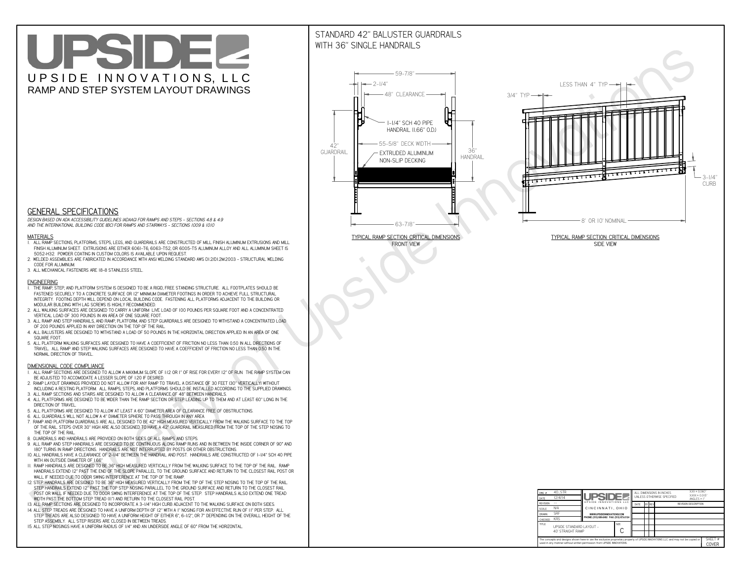# UPSIDE

UPSIDE INNOVATIONS, LLC

RAMP AND STEP SYSTEM LAYOUT DRAWINGS

## GENERAL SPECIFICATIONS

*DESIGN BASED ON ADA ACCESSIBILITY GUIDELINES (ADAAG) FOR RAMPS AND STEPS - SECTIONS 4.8 & 4.9 AND THE INTERNATIONAL BUILDING CODE (IBC) FOR RAMPS AND STAIRWAYS - SECTIONS 1009 & 1010*

### MATERIALS

1. ALL RAMP SECTIONS, PLATFORMS, STEPS, LEGS, AND GUARDRAILS ARE CONSTRUCTED OF MILL FINISH ALUMINUM EXTRUSIONS AND MILL FINISH ALUMINUM SHEET. EXTRUSIONS ARE EITHER 6061-T6, 6063-T52, OR 6005-T5 ALUMINUM ALLOY AND ALL ALUMINUM SHEET IS 5052-H32. POWDER COATING IN CUSTOM COLORS IS AVAILABLE UPON REQUEST.
2. WELDED ASSEMBLIES ARE FABRICATED IN ACCORDANCE WITH ANSI WELDING STANDARD AWS D1.2/D1.2M:2003 - STRUCTURAL WELDING CODE FOR ALUMINUM.
3. ALL MECHANICAL FASTENERS ARE 18-8 STAINLESS STEEL.

### ENGINEERING

1. THE RAMP, STEP, AND PLATFORM SYSTEM IS DESIGNED TO BE A RIGID, FREE STANDING STRUCTURE. ALL FOOTPLATES SHOULD BE FASTENED SECURELY TO A CONCRETE SURFACE OR 12" MINIMUM DIAMETER FOOTINGS IN ORDER TO ACHIEVE FULL STRUCTURAL INTEGRITY. FOOTING DEPTH WILL DEPEND ON LOCAL BUILDING CODE. FASTENING ALL PLATFORMS ADJACENT TO THE BUILDING OR MODULAR BUILDING WITH LAG SCREWS IS HIGHLY RECOMMENDED.
2. ALL WALKING SURFACES ARE DESIGNED TO CARRY A UNIFORM LIVE LOAD OF 100 POUNDS PER SQUARE FOOT AND A CONCENTRATED VERTICAL LOAD OF 300 POUNDS IN AN AREA OF ONE SQUARE FOOT.
3. ALL RAMP AND STEP HANDRAILS, AND RAMP, PLATFORM, AND STEP GUARDRAILS ARE DESIGNED TO WITHSTAND A CONCENTRATED LOAD OF 200 POUNDS APPLIED IN ANY DIRECTION ON THE TOP OF THE RAIL.
4. ALL BALUSTERS ARE DESIGNED TO WITHSTAND A LOAD OF 50 POUNDS IN THE HORIZONTAL DIRECTION APPLIED IN AN AREA OF ONE SQUARE FOOT.
5. ALL PLATFORM WALKING SURFACES ARE DESIGNED TO HAVE A COEFFICIENT OF FRICTION NO LESS THAN 0.50 IN ALL DIRECTIONS OF TRAVEL. ALL RAMP AND STEP WALKING SURFACES ARE DESIGNED TO HAVE A COEFFICIENT OF FRICTION NO LESS THAN 0.50 IN THE NORMAL DIRECTION OF TRAVEL.

### DIMENSIONAL CODE COMPLIANCE

1. ALL RAMP SECTIONS ARE DESIGNED TO ALLOW A MAXIMUM SLOPE OF 1:12 OR 1" OF RISE FOR EVERY 12" OF RUN. THE RAMP SYSTEM CAN BE ADJUSTED TO ACCOMODATE A LESSER SLOPE OF 1:20 IF DESIRED.
2. RAMP LAYOUT DRAWINGS PROVIDED DO NOT ALLOW FOR ANY RAMP TO TRAVEL A DISTANCE OF 30 FEET (30" VERTICALLY) WITHOUT INCLUDING A RESTING PLATFORM. ALL RAMPS, STEPS, AND PLATFORMS SHOULD BE INSTALLED ACCORDING TO THE SUPPLIED DRAWINGS.
3. ALL RAMP SECTIONS AND STAIRS ARE DESIGNED TO ALLOW A CLEARANCE OF 48" BETWEEN HANDRAILS.
4. ALL PLATFORMS ARE DESIGNED TO BE WIDER THAN THE RAMP SECTION OR STEP LEADING UP TO THEM AND AT LEAST 60" LONG IN THE DIRECTION OF TRAVEL.
5. ALL PLATFORMS ARE DESIGNED TO ALLOW AT LEAST A 60" DIAMETER AREA OF CLEARANCE FREE OF OBSTRUCTIONS.
6. ALL GUARDRAILS WILL NOT ALLOW A 4" DIAMETER SPHERE TO PASS THROUGH IN ANY AREA.
7. RAMP AND PLATFORM GUARDRAILS ARE ALL DESIGNED TO BE 42" HIGH MEASURED VERTICALLY FROM THE WALKING SURFACE TO THE TOP OF THE RAIL. STEPS OVER 30" HIGH ARE ALSO DESIGNED TO HAVE A 42" GUARDRAIL MEASURED FROM THE TOP OF THE STEP NOSING TO THE TOP OF THE RAIL.
8. GUARDRAILS AND HANDRAILS ARE PROVIDED ON BOTH SIDES OF ALL RAMPS AND STEPS.
9. ALL RAMP AND STEP HANDRAILS ARE DESIGNED TO BE CONTINUOUS ALONG RAMP RUNS AND IN BETWEEN THE INSIDE CORNER OF 90° AND 180° TURNS IN RAMP DIRECTIONS. HANDRAILS ARE NOT INTERRUPTED BY POSTS OR OTHER OBSTRUCTIONS.
10. ALL HANDRAILS HAVE A CLEARANCE OF 2-1/4" BETWEEN THE HANDRAIL AND POST. HANDRAILS ARE CONSTRUCTED OF 1-1/4" SCH 40 PIPE WITH AN OUTSIDE DIAMETER OF 1.66"
11. RAMP HANDRAILS ARE DESIGNED TO BE 36" HIGH MEASURED VERTICALLY FROM THE WALKING SURFACE TO THE TOP OF THE RAIL. RAMP HANDRAILS EXTEND 12" PAST THE END OF THE SLOPE PARALLEL TO THE GROUND SURFACE AND RETURN TO THE CLOSEST RAIL POST OR WALL IF NEEDED DUE TO DOOR SWING INTERFERENCE AT THE TOP OF THE RAMP.
12. STEP HANDRAILS ARE DESIGNED TO BE 36" HIGH MEASURED VERTICALLY FROM THE TIP OF THE STEP NOSING TO THE TOP OF THE RAIL. STEP HANDRAILS EXTEND 12" PAST THE TOP STEP NOSING PARALLEL TO THE GROUND SURFACE AND RETURN TO THE CLOSEST RAIL POST OR WALL IF NEEDED DUE TO DOOR SWING INTERFERENCE AT THE TOP OF THE STEP. STEP HANDRAILS ALSO EXTEND ONE TREAD WIDTH PAST THE BOTTOM STEP TREAD (11") AND RETURN TO THE CLOSEST RAIL POST.
13. ALL RAMP SECTIONS ARE DESIGNED TO INCORPORATE A 3-1/4" HIGH CURB ADJACENT TO THE WALKING SURFACE ON BOTH SIDES.
14. ALL STEP TREADS ARE DESIGNED TO HAVE A UNIFORM DEPTH OF 12" WITH A 1" NOSING FOR AN EFFECTIVE RUN OF 11" PER STEP. ALL STEP TREADS ARE ALSO DESIGNED TO HAVE A UNIFORM HEIGHT OF EITHER 6", 6-1/2", OR 7" DEPENDING ON THE OVERALL HEIGHT OF THE STEP ASSEMBLY. ALL STEP RISERS ARE CLOSED IN BETWEEN TREADS.
15. ALL STEP NOSINGS HAVE A UNIFORM RADIUS OF 1/4" AND AN UNDERSIDE ANGLE OF 60° FROM THE HORIZONTAL.

## STANDARD 42" BALUSTER GUARDRAILS WITH 36" SINGLE HANDRAILS

59-7/8"
2-1/4"
48" CLEARANCE
1-1/4" SCH 40 PIPE HANDRAIL (1.66" O.D.)
42" GUARDRAIL
55-5/8" DECK WIDTH
EXTRUDED ALUMINUM NON-SLIP DECKING
36" HANDRAIL
63-7/8"

TYPICAL RAMP SECTION: CRITICAL DIMENSIONS
FRONT VIEW

LESS THAN 4" TYP
3/4" TYP
3-1/4" CURB
8' OR 10' NOMINAL

TYPICAL RAMP SECTION: CRITICAL DIMENSIONS
SIDE VIEW

| | | | |
|---|---|---|---|
| DWG # | 40_STR | ALL DIMENSIONS IN INCHES UNLESS OTHERWISE SPECIFIED | XXX = 0.060" XXXX = 0.015" ANGLES = 1° |
| DATE | 12/4/14 | | |
| REVISION | --- | DATE / BY / REV | REVISION DESCRIPTION |
| SCALE | N/A | | |
| DRAWN | SRF | | |
| CHECKED | KRS | | |
| TITLE | UPSIDE STANDARD LAYOUT - 40' STRAIGHT RAMP | SIZE: C | |

UPSIDE INNOVATIONS LLC
CINCINNATI, OHIO
WWW.UPSIDEINNOVATIONS.COM
PHONE: (513) 889-2492 FAX: (513) 672-2124

The concepts and designs shown here-in are the exclusive proprietary property of UPSIDE INNOVATIONS LLC. and may not be copied or used in any manner without written permission from UPSIDE INNOVATIONS.

SHEET #: COVER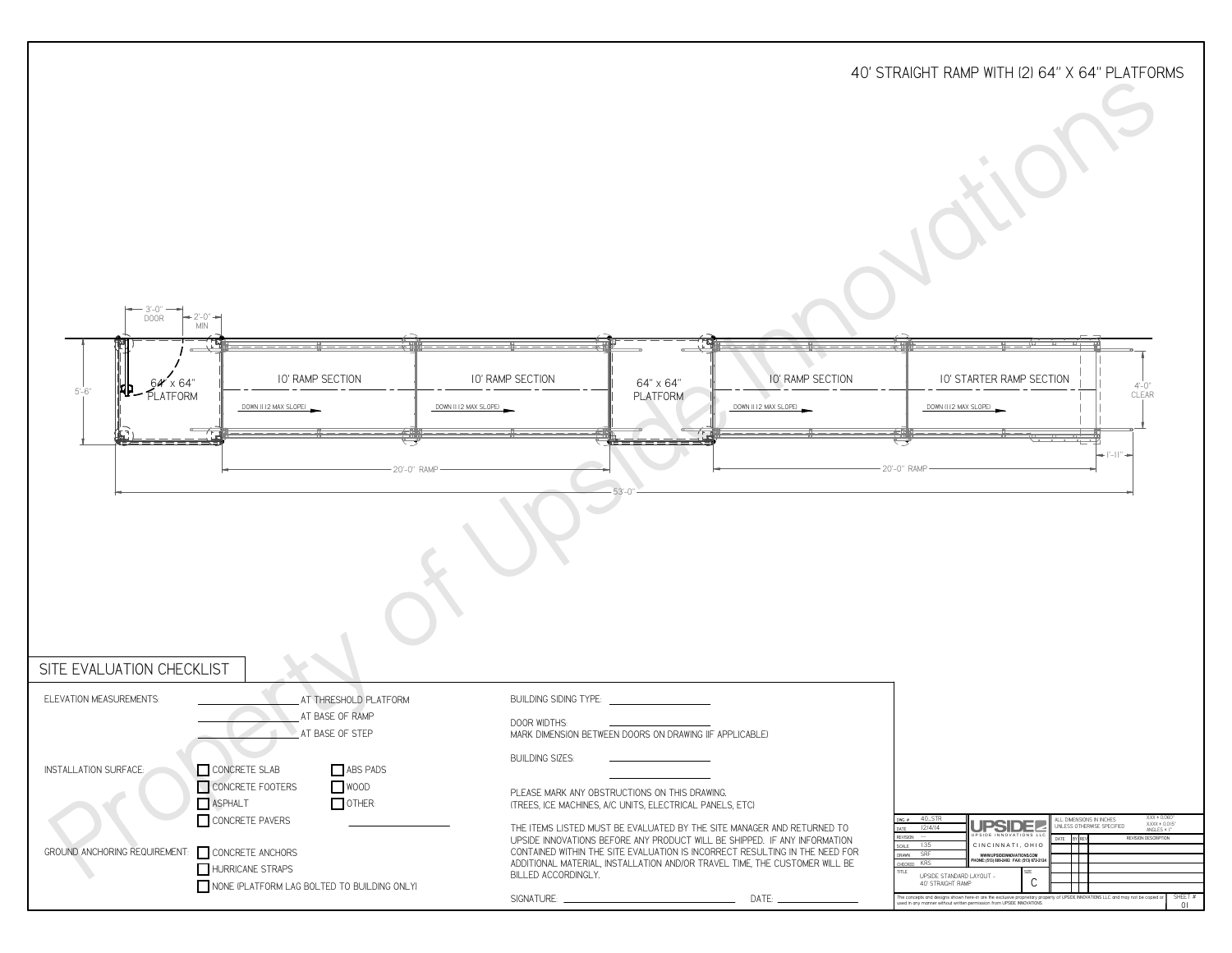# 40' STRAIGHT RAMP WITH (2) 64" X 64" PLATFORMS

3'-0" DOOR

2'-0" MIN

5'-6"

64" x 64" PLATFORM

10' RAMP SECTION

DOWN (1:12 MAX SLOPE)

10' RAMP SECTION

DOWN (1:12 MAX SLOPE)

64" x 64" PLATFORM

10' RAMP SECTION

DOWN (1:12 MAX SLOPE)

10' STARTER RAMP SECTION

DOWN (1:12 MAX SLOPE)

4'-0" CLEAR

1'-11"

20'-0" RAMP

20'-0" RAMP

53'-0"

## SITE EVALUATION CHECKLIST

ELEVATION MEASUREMENTS: ____________ AT THRESHOLD PLATFORM

____________ AT BASE OF RAMP

____________ AT BASE OF STEP

INSTALLATION SURFACE:

- ☐ CONCRETE SLAB
- ☐ CONCRETE FOOTERS
- ☐ ASPHALT
- ☐ CONCRETE PAVERS
- ☐ ABS PADS
- ☐ WOOD
- ☐ OTHER ____________

GROUND ANCHORING REQUIREMENT:

- ☐ CONCRETE ANCHORS
- ☐ HURRICANE STRAPS
- ☐ NONE (PLATFORM LAG BOLTED TO BUILDING ONLY)

BUILDING SIDING TYPE: ____________

DOOR WIDTHS: ____________

MARK DIMENSION BETWEEN DOORS ON DRAWING (IF APPLICABLE)

BUILDING SIZES: ____________

____________

PLEASE MARK ANY OBSTRUCTIONS ON THIS DRAWING. (TREES, ICE MACHINES, A/C UNITS, ELECTRICAL PANELS, ETC)

THE ITEMS LISTED MUST BE EVALUATED BY THE SITE MANAGER AND RETURNED TO UPSIDE INNOVATIONS BEFORE ANY PRODUCT WILL BE SHIPPED. IF ANY INFORMATION CONTAINED WITHIN THE SITE EVALUATION IS INCORRECT RESULTING IN THE NEED FOR ADDITIONAL MATERIAL, INSTALLATION AND/OR TRAVEL TIME, THE CUSTOMER WILL BE BILLED ACCORDINGLY.

SIGNATURE: ____________ DATE: ____________

| | |
|---|---|
| DWG # | 40_STR |
| DATE | 12/4/14 |
| REVISION | --- |
| SCALE | 1:35 |
| DRAWN | SRF |
| CHECKED | KRS |
| TITLE | UPSIDE STANDARD LAYOUT - 40' STRAIGHT RAMP |
| SIZE | C |
| SHEET # | 01 |

UPSIDE INNOVATIONS LLC
CINCINNATI, OHIO
WWW.UPSIDEINNOVATIONS.COM
PHONE: (513) 889-2492 FAX: (513) 672-2124

ALL DIMENSIONS IN INCHES UNLESS OTHERWISE SPECIFIED
XXX ± 0.060"
X.XXX ± 0.015"
ANGLES ± 1°

| DATE | BY | REV | REVISION DESCRIPTION |
|---|---|---|---|

The concepts and designs shown here-in are the exclusive proprietary property of UPSIDE INNOVATIONS LLC and may not be copied or used in any manner without written permission from UPSIDE INNOVATIONS.